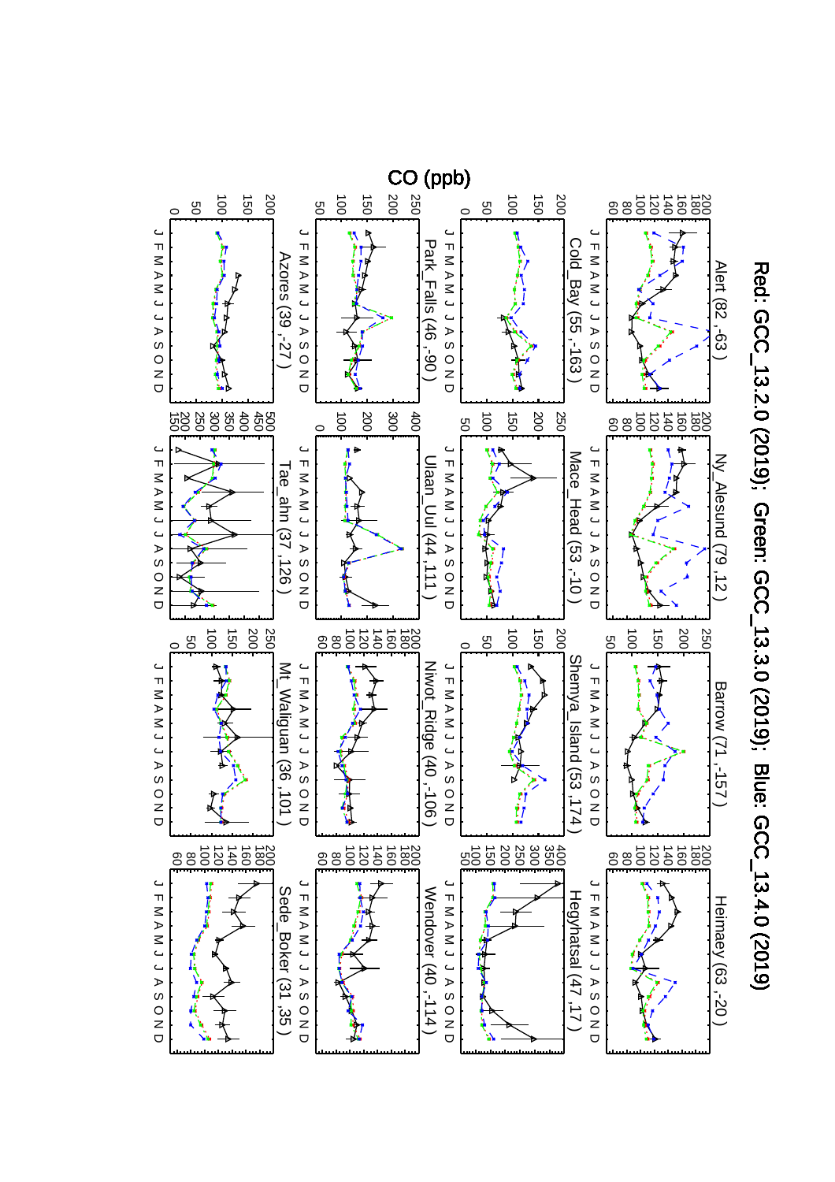Red: GCC_13.2.0 (2019); Green: GCC_13.3.0 (2019); Blue: GCC_13.4.0 (2019)

CO (ppb)

Alert (82 ,-63 )

Ny_Alesund (79 ,12 )

Barrow (71 ,-157 )

Heimaey (63 ,-20 )

Cold_Bay (55 ,-163 )

Mace_Head (53 ,-10 )

Shemya_Island (53 ,174 )

Hegyhatsal (47 ,17 )

Park_Falls (46 ,-90 )

Ulaan_Uul (44 ,111 )

Niwot_Ridge (40 ,-106 )

Wendover (40 ,-114 )

Azores (39 ,-27 )

Tae_ahn (37 ,126 )

Mt_Waliguan (36 ,101 )

Sede_Boker (31 ,35 )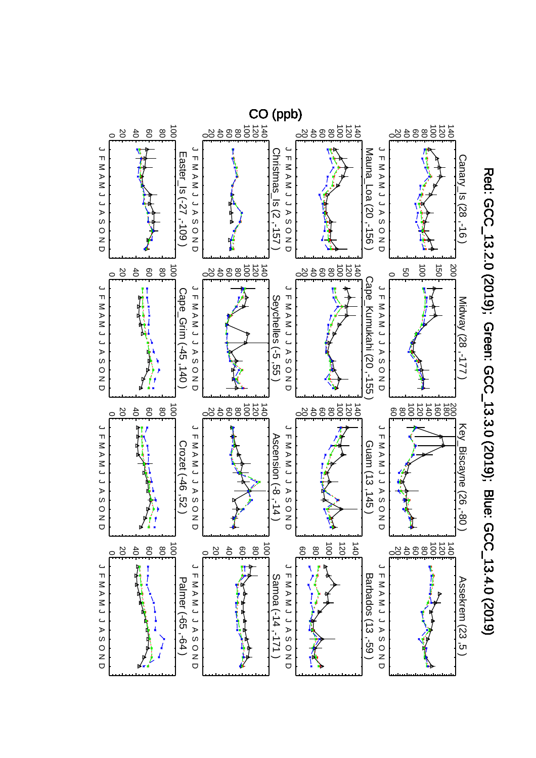Red: GCC_13.2.0 (2019); Green: GCC_13.3.0 (2019); Blue: GCC_13.4.0 (2019)

CO (ppb)

Canary_Is (28 ,-16 )

Midway (28 ,-177 )

Key_Biscayne (26 ,-80 )

Assekrem (23 ,5 )

Mauna_Loa (20 ,-156 )

Cape_Kumukahi (20 ,-155 )

Guam (13 ,145 )

Barbados (13 ,-59 )

Christmas_Is (2 ,-157 )

Seychelles (-5 ,55 )

Ascension (-8 ,-14 )

Samoa (-14 ,-171 )

Easter_Is (-27 ,-109 )

Cape_Grim (-45 ,140 )

Crozet (-46 ,52 )

Palmer (-65 ,-64 )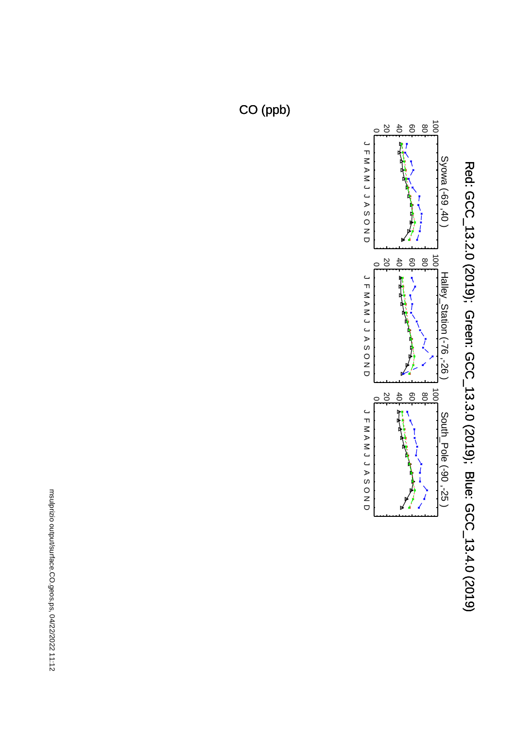Red: GCC_13.2.0 (2019); Green: GCC_13.3.0 (2019); Blue: GCC_13.4.0 (2019)

CO (ppb)

Syowa (-69 ,40 )

100
80
60
40
20
0

J F M A M J J A S O N D

Halley_Station (-76 ,-26 )

100
80
60
40
20
0

J F M A M J J A S O N D

South_Pole (-90 ,-25 )

100
80
60
40
20
0

J F M A M J J A S O N D

msulprizio output/surface.CO.geos.ps, 04/22/2022 11:12